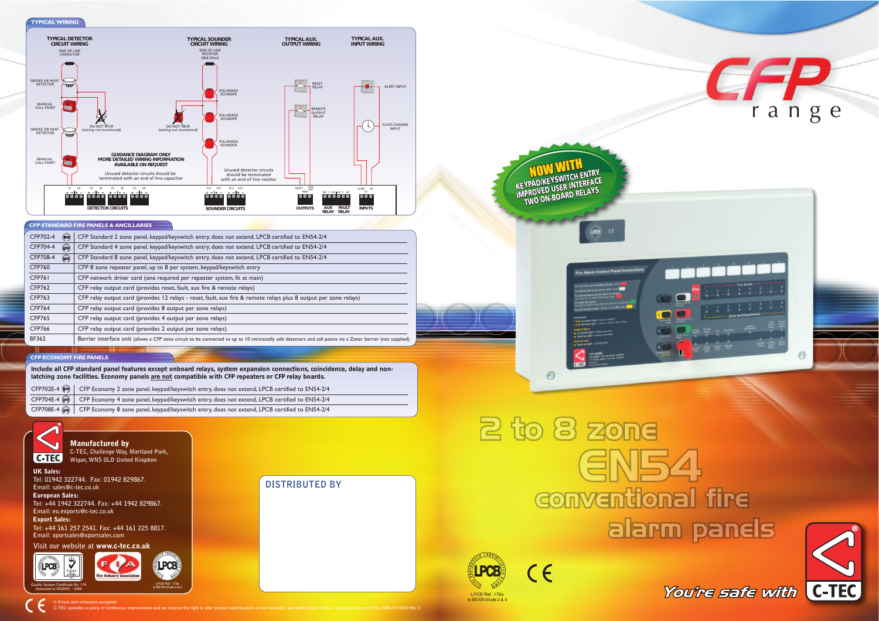## TYPICAL WIRING

**TYPICAL DETECTOR CIRCUIT WIRING**

END OF LINE CAPACITOR

SMOKE OR HEAT DETECTOR

MANUAL CALL POINT

SMOKE OR HEAT DETECTOR

MANUAL CALL POINT

DO NOT SPUR (wiring not monitored)

**TYPICAL SOUNDER CIRCUIT WIRING**

END OF LINE RESISTOR (6k8 Ohm)

POLARISED SOUNDER

POLARISED SOUNDER

POLARISED SOUNDER

DO NOT SPUR (wiring not monitored)

**TYPICAL AUX. OUTPUT WIRING**

RESET RELAY

REMOTE OUTPUT RELAY

**TYPICAL AUX. INPUT WIRING**

ALERT INPUT

CLASS CHANGE INPUT

**GUIDANCE DIAGRAM ONLY MORE DETAILED WIRING INFORMATION AVAILABLE ON REQUEST**

Unused detector circuits should be terminated with an end of line capacitor

Unused detector circuits should be terminated with an end of line resistor

DETECTOR CIRCUITS

SOUNDER CIRCUITS

OUTPUTS

AUX RELAY

FAULT RELAY

INPUTS

## CFP STANDARD FIRE PANELS & ANCILLARIES

| | |
|---|---|
| CFP702-4 | CFP Standard 2 zone panel, keypad/keyswitch entry, does not extend, LPCB certified to EN54-2/4 |
| CFP704-4 | CFP Standard 4 zone panel, keypad/keyswitch entry, does not extend, LPCB certified to EN54-2/4 |
| CFP708-4 | CFP Standard 8 zone panel, keypad/keyswitch entry, does not extend, LPCB certified to EN54-2/4 |
| CFP760 | CFP 8 zone repeater panel, up to 8 per system, keypad/keyswitch entry |
| CFP761 | CFP network driver card (one required per repeater system, fit at main) |
| CFP762 | CFP relay output card (provides reset, fault, aux fire & remote relays) |
| CFP763 | CFP relay output card (provides 12 relays - reset, fault, aux fire & remote relays plus 8 output per zone relays) |
| CFP764 | CFP relay output card (provides 8 output per zone relays) |
| CFP765 | CFP relay output card (provides 4 output per zone relays) |
| CFP766 | CFP relay output card (provides 2 output per zone relays) |
| BF362 | Barrier interface unit (allows a CFP zone circuit to be connected to up to 10 intrinsically safe detectors and call points via a Zener barrier (not supplied) |

## CFP ECONOMY FIRE PANELS

**Include all CFP standard panel features except onboard relays, system expansion connections, coincidence, delay and non-latching zone facilities. Economy panels are not compatible with CFP repeaters or CFP relay boards.**

| | |
|---|---|
| CFP702E-4 | CFP Economy 2 zone panel, keypad/keyswitch entry, does not extend, LPCB certified to EN54-2/4 |
| CFP704E-4 | CFP Economy 4 zone panel, keypad/keyswitch entry, does not extend, LPCB certified to EN54-2/4 |
| CFP708E-4 | CFP Economy 8 zone panel, keypad/keyswitch entry, does not extend, LPCB certified to EN54-2/4 |

**Manufactured by**
C-TEC, Challenge Way, Martland Park, Wigan, WN5 0LD United Kingdom

**UK Sales:**
Tel: 01942 322744. Fax: 01942 829867.
Email: sales@c-tec.co.uk

**European Sales:**
Tel: +44 1942 322744. Fax: +44 1942 829867.
Email: eu.exports@c-tec.co.uk

**Export Sales:**
Tel: +44 161 257 2541. Fax: +44 161 225 8817.
Email: xportsales@xportsales.com

Visit our website at **www.c-tec.co.uk**

Quality System Certificate No: 178 Assessed to ISO9001 : 2008

LPCB Ref. 176a to BS EN 54 pts 2 & 4

DISTRIBUTED BY

© Errors and omissions excepted.
C-TEC operates a policy of continuous improvement and we reserve the right to alter product specifications at our discretion and without prior notice. Approved Document No. DML0515800 Rev 2

# CFP range

**NOW WITH KEYPAD/KEYSWITCH ENTRY IMPROVED USER INTERFACE TWO ON-BOARD RELAYS**

# 2 to 8 zone EN54 conventional fire alarm panels

LPCB Ref. 176a to BS EN 54 pts 2 & 4

*You're safe with* C-TEC